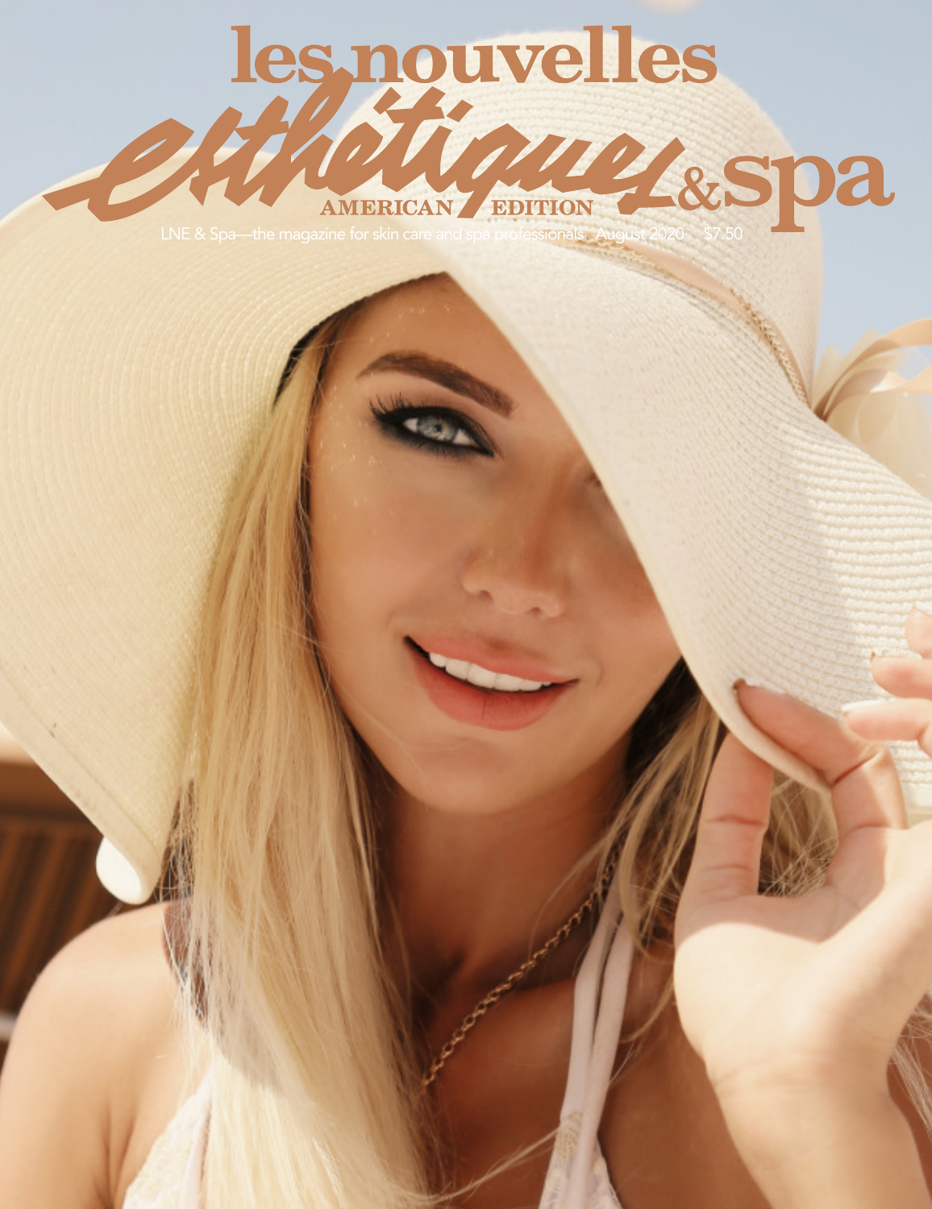# les nouvelles esthétiques & spa

AMERICAN EDITION

LNE & Spa—the magazine for skin care and spa professionals August 2020 $7.50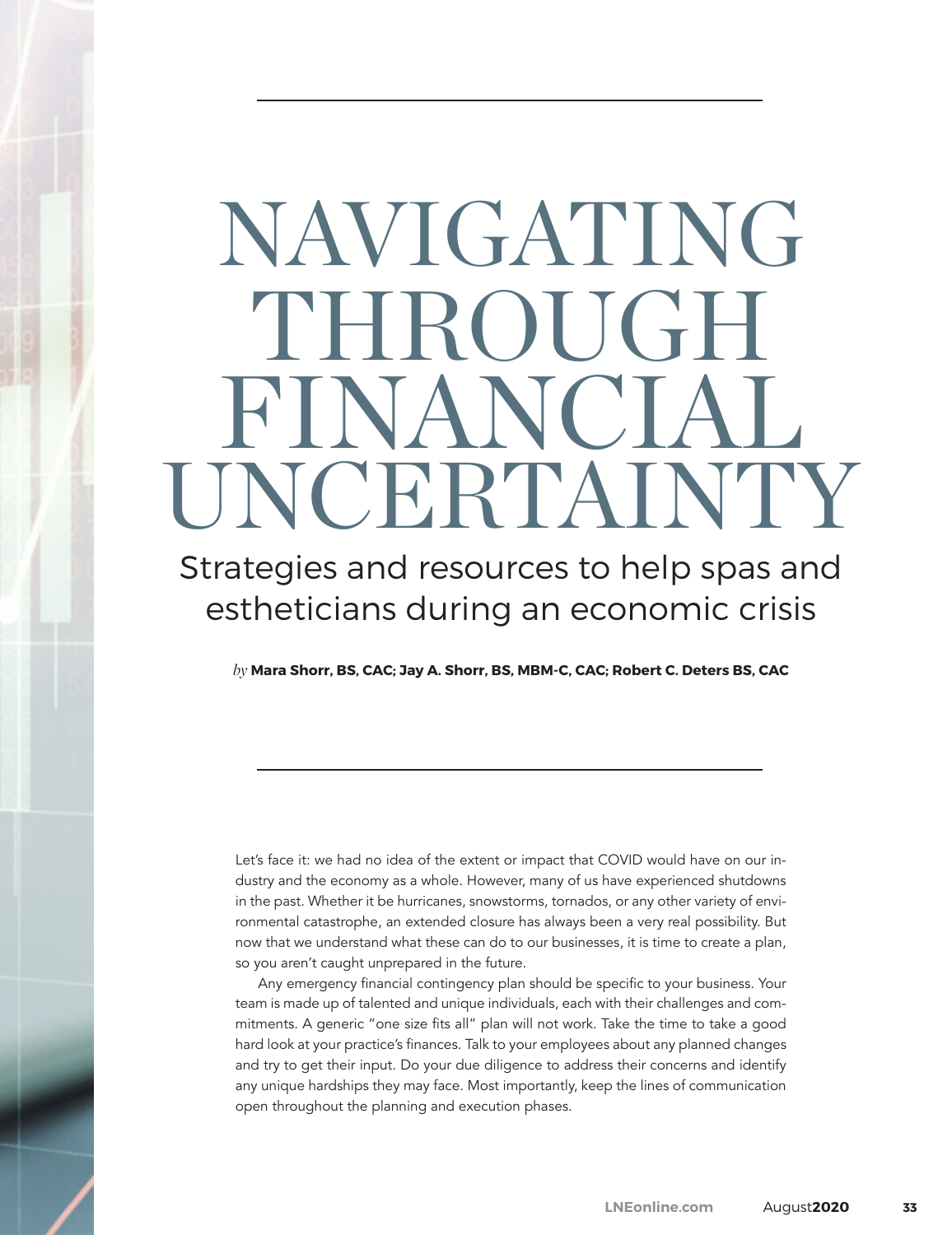# NAVIGATING THROUGH FINANCIAL UNCERTAINTY

## Strategies and resources to help spas and estheticians during an economic crisis

*by* **Mara Shorr, BS, CAC; Jay A. Shorr, BS, MBM-C, CAC; Robert C. Deters BS, CAC**

Let's face it: we had no idea of the extent or impact that COVID would have on our industry and the economy as a whole. However, many of us have experienced shutdowns in the past. Whether it be hurricanes, snowstorms, tornados, or any other variety of environmental catastrophe, an extended closure has always been a very real possibility. But now that we understand what these can do to our businesses, it is time to create a plan, so you aren't caught unprepared in the future.

Any emergency financial contingency plan should be specific to your business. Your team is made up of talented and unique individuals, each with their challenges and commitments. A generic "one size fits all" plan will not work. Take the time to take a good hard look at your practice's finances. Talk to your employees about any planned changes and try to get their input. Do your due diligence to address their concerns and identify any unique hardships they may face. Most importantly, keep the lines of communication open throughout the planning and execution phases.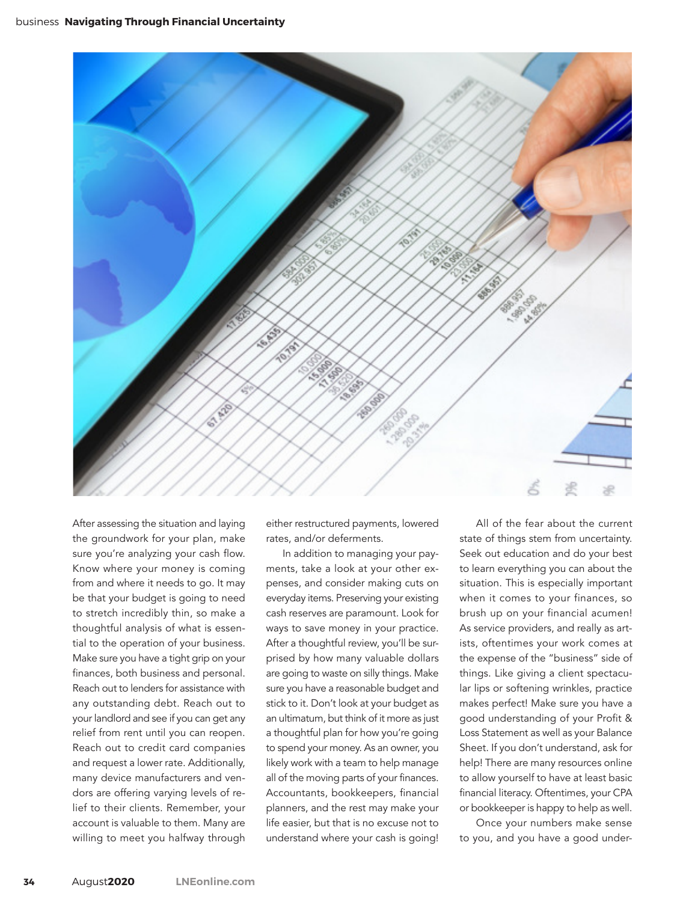After assessing the situation and laying the groundwork for your plan, make sure you're analyzing your cash flow. Know where your money is coming from and where it needs to go. It may be that your budget is going to need to stretch incredibly thin, so make a thoughtful analysis of what is essential to the operation of your business. Make sure you have a tight grip on your finances, both business and personal. Reach out to lenders for assistance with any outstanding debt. Reach out to your landlord and see if you can get any relief from rent until you can reopen. Reach out to credit card companies and request a lower rate. Additionally, many device manufacturers and vendors are offering varying levels of relief to their clients. Remember, your account is valuable to them. Many are willing to meet you halfway through either restructured payments, lowered rates, and/or deferments.

In addition to managing your payments, take a look at your other expenses, and consider making cuts on everyday items. Preserving your existing cash reserves are paramount. Look for ways to save money in your practice. After a thoughtful review, you'll be surprised by how many valuable dollars are going to waste on silly things. Make sure you have a reasonable budget and stick to it. Don't look at your budget as an ultimatum, but think of it more as just a thoughtful plan for how you're going to spend your money. As an owner, you likely work with a team to help manage all of the moving parts of your finances. Accountants, bookkeepers, financial planners, and the rest may make your life easier, but that is no excuse not to understand where your cash is going!

All of the fear about the current state of things stem from uncertainty. Seek out education and do your best to learn everything you can about the situation. This is especially important when it comes to your finances, so brush up on your financial acumen! As service providers, and really as artists, oftentimes your work comes at the expense of the "business" side of things. Like giving a client spectacular lips or softening wrinkles, practice makes perfect! Make sure you have a good understanding of your Profit & Loss Statement as well as your Balance Sheet. If you don't understand, ask for help! There are many resources online to allow yourself to have at least basic financial literacy. Oftentimes, your CPA or bookkeeper is happy to help as well.

Once your numbers make sense to you, and you have a good under-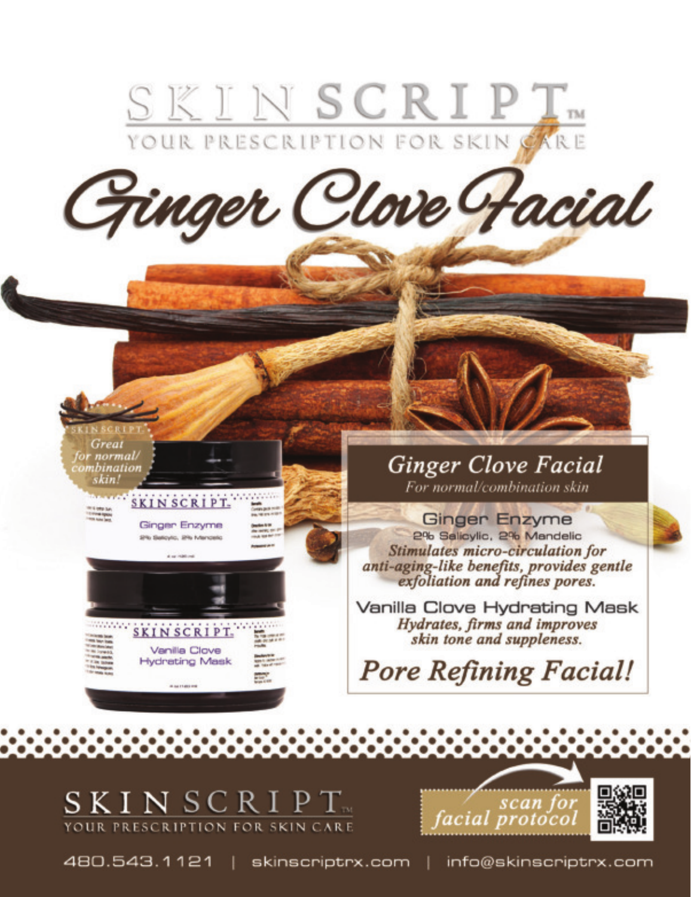# SKIN SCRIPT™

YOUR PRESCRIPTION FOR SKIN CARE

# Ginger Clove Facial

SKIN SCRIPT — *Great for normal/combination skin!*

SKIN SCRIPT — Ginger Enzyme — 2% Salicylic, 2% Mandelic

SKIN SCRIPT — Vanilla Clove Hydrating Mask

## *Ginger Clove Facial*

*For normal/combination skin*

**Ginger Enzyme**

2% Salicylic, 2% Mandelic

*Stimulates micro-circulation for anti-aging-like benefits, provides gentle exfoliation and refines pores.*

**Vanilla Clove Hydrating Mask**

*Hydrates, firms and improves skin tone and suppleness.*

## *Pore Refining Facial!*

SKIN SCRIPT™

YOUR PRESCRIPTION FOR SKIN CARE

*scan for facial protocol*

480.543.1121 | skinscriptrx.com | info@skinscriptrx.com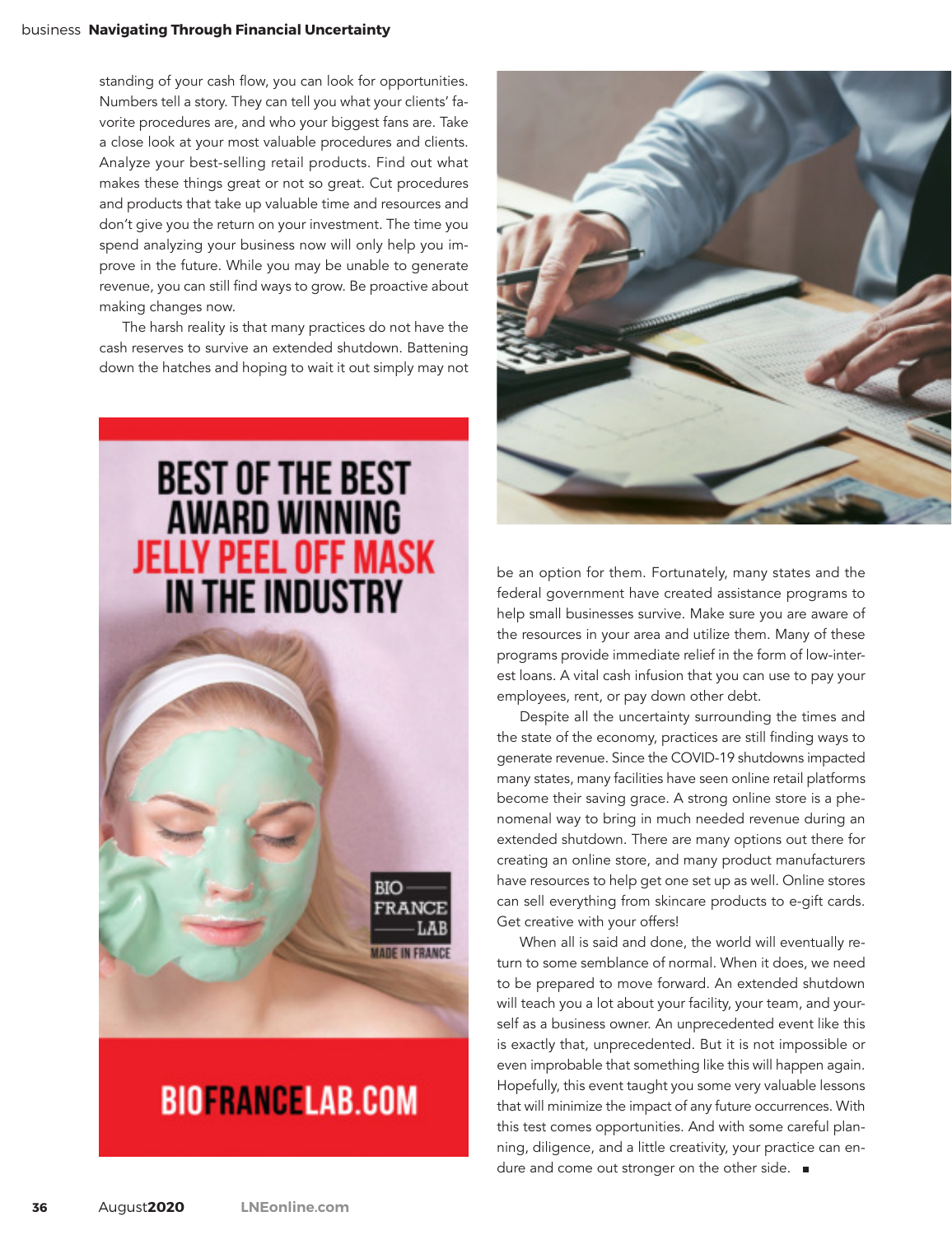standing of your cash flow, you can look for opportunities. Numbers tell a story. They can tell you what your clients' favorite procedures are, and who your biggest fans are. Take a close look at your most valuable procedures and clients. Analyze your best-selling retail products. Find out what makes these things great or not so great. Cut procedures and products that take up valuable time and resources and don't give you the return on your investment. The time you spend analyzing your business now will only help you improve in the future. While you may be unable to generate revenue, you can still find ways to grow. Be proactive about making changes now.

The harsh reality is that many practices do not have the cash reserves to survive an extended shutdown. Battening down the hatches and hoping to wait it out simply may not be an option for them. Fortunately, many states and the federal government have created assistance programs to help small businesses survive. Make sure you are aware of the resources in your area and utilize them. Many of these programs provide immediate relief in the form of low-interest loans. A vital cash infusion that you can use to pay your employees, rent, or pay down other debt.

Despite all the uncertainty surrounding the times and the state of the economy, practices are still finding ways to generate revenue. Since the COVID-19 shutdowns impacted many states, many facilities have seen online retail platforms become their saving grace. A strong online store is a phenomenal way to bring in much needed revenue during an extended shutdown. There are many options out there for creating an online store, and many product manufacturers have resources to help get one set up as well. Online stores can sell everything from skincare products to e-gift cards. Get creative with your offers!

When all is said and done, the world will eventually return to some semblance of normal. When it does, we need to be prepared to move forward. An extended shutdown will teach you a lot about your facility, your team, and yourself as a business owner. An unprecedented event like this is exactly that, unprecedented. But it is not impossible or even improbable that something like this will happen again. Hopefully, this event taught you some very valuable lessons that will minimize the impact of any future occurrences. With this test comes opportunities. And with some careful planning, diligence, and a little creativity, your practice can endure and come out stronger on the other side. ■

BEST OF THE BEST AWARD WINNING JELLY PEEL OFF MASK IN THE INDUSTRY

BIO FRANCE LAB

MADE IN FRANCE

BIOFRANCELAB.COM